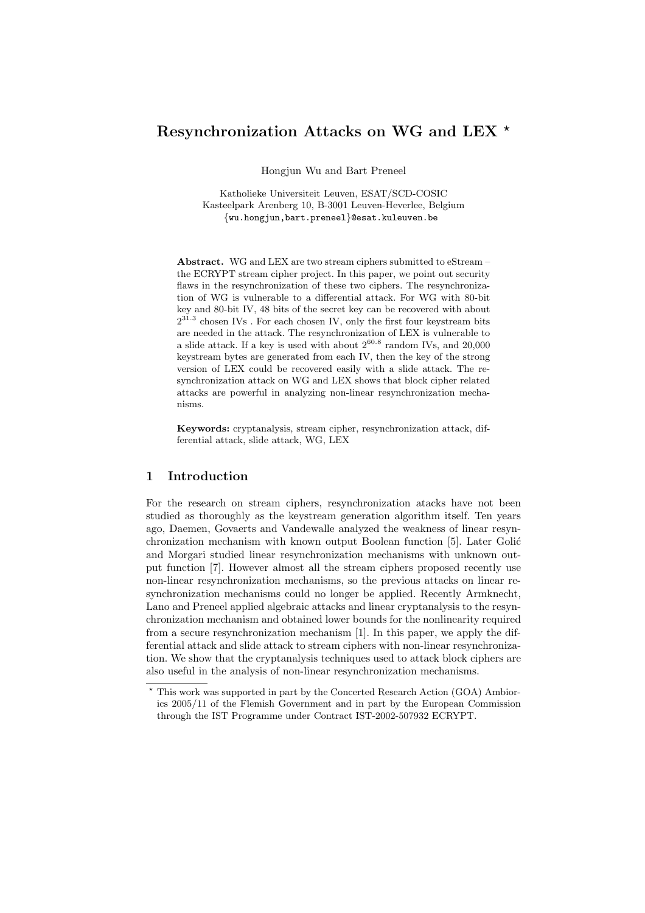# Resynchronization Attacks on WG and LEX *

Hongjun Wu and Bart Preneel

Katholieke Universiteit Leuven, ESAT/SCD-COSIC
Kasteelpark Arenberg 10, B-3001 Leuven-Heverlee, Belgium
{wu.hongjun,bart.preneel}@esat.kuleuven.be

**Abstract.** WG and LEX are two stream ciphers submitted to eStream – the ECRYPT stream cipher project. In this paper, we point out security flaws in the resynchronization of these two ciphers. The resynchronization of WG is vulnerable to a differential attack. For WG with 80-bit key and 80-bit IV, 48 bits of the secret key can be recovered with about $2^{31.3}$ chosen IVs . For each chosen IV, only the first four keystream bits are needed in the attack. The resynchronization of LEX is vulnerable to a slide attack. If a key is used with about $2^{60.8}$ random IVs, and 20,000 keystream bytes are generated from each IV, then the key of the strong version of LEX could be recovered easily with a slide attack. The resynchronization attack on WG and LEX shows that block cipher related attacks are powerful in analyzing non-linear resynchronization mechanisms.

**Keywords:** cryptanalysis, stream cipher, resynchronization attack, differential attack, slide attack, WG, LEX

## 1 Introduction

For the research on stream ciphers, resynchronization attacks have not been studied as thoroughly as the keystream generation algorithm itself. Ten years ago, Daemen, Govaerts and Vandewalle analyzed the weakness of linear resynchronization mechanism with known output Boolean function [5]. Later Golić and Morgari studied linear resynchronization mechanisms with unknown output function [7]. However almost all the stream ciphers proposed recently use non-linear resynchronization mechanisms, so the previous attacks on linear resynchronization mechanisms could no longer be applied. Recently Armknecht, Lano and Preneel applied algebraic attacks and linear cryptanalysis to the resynchronization mechanism and obtained lower bounds for the nonlinearity required from a secure resynchronization mechanism [1]. In this paper, we apply the differential attack and slide attack to stream ciphers with non-linear resynchronization. We show that the cryptanalysis techniques used to attack block ciphers are also useful in the analysis of non-linear resynchronization mechanisms.

* This work was supported in part by the Concerted Research Action (GOA) Ambiorics 2005/11 of the Flemish Government and in part by the European Commission through the IST Programme under Contract IST-2002-507932 ECRYPT.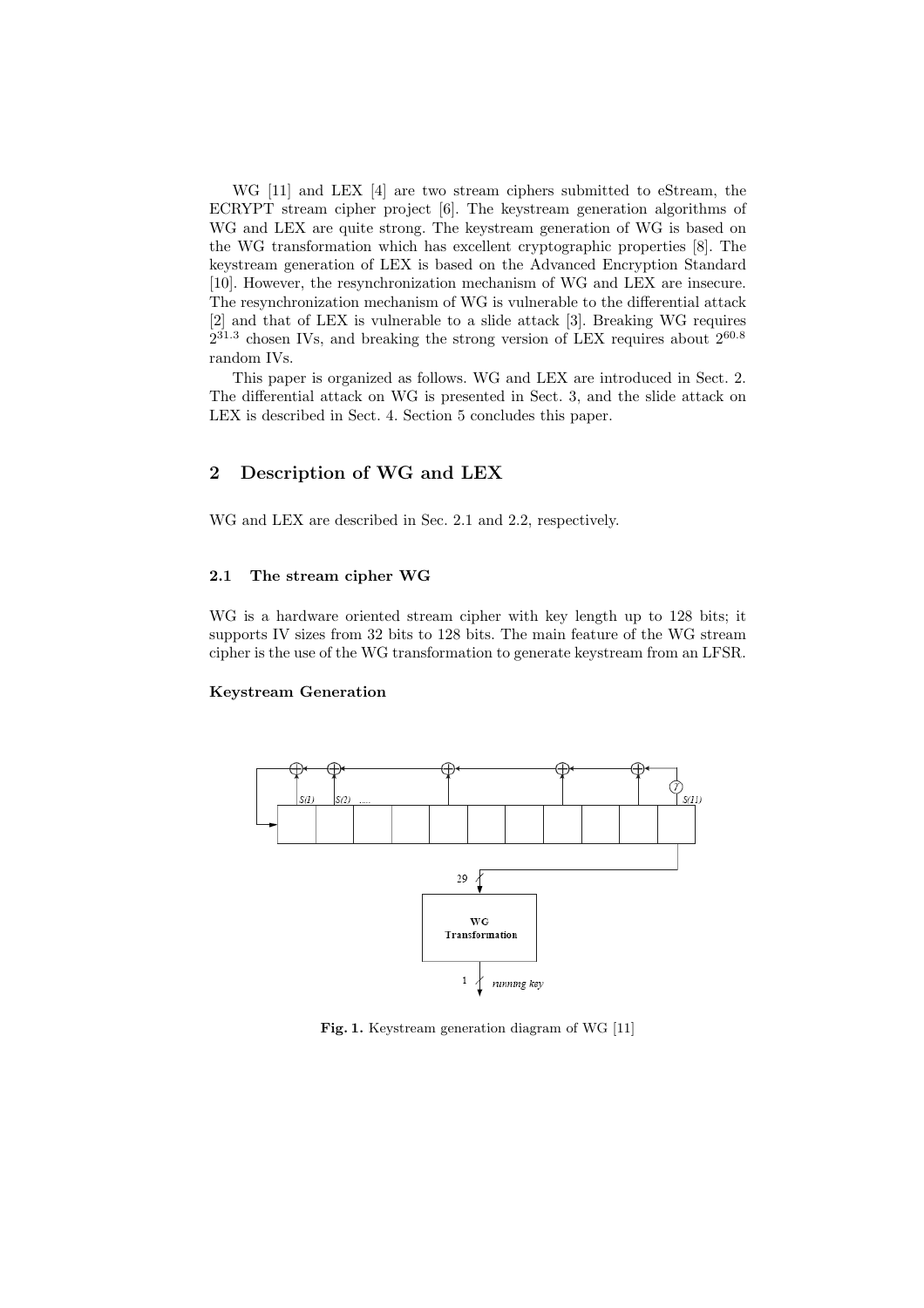WG [11] and LEX [4] are two stream ciphers submitted to eStream, the ECRYPT stream cipher project [6]. The keystream generation algorithms of WG and LEX are quite strong. The keystream generation of WG is based on the WG transformation which has excellent cryptographic properties [8]. The keystream generation of LEX is based on the Advanced Encryption Standard [10]. However, the resynchronization mechanism of WG and LEX are insecure. The resynchronization mechanism of WG is vulnerable to the differential attack [2] and that of LEX is vulnerable to a slide attack [3]. Breaking WG requires $2^{31.3}$ chosen IVs, and breaking the strong version of LEX requires about $2^{60.8}$ random IVs.

This paper is organized as follows. WG and LEX are introduced in Sect. 2. The differential attack on WG is presented in Sect. 3, and the slide attack on LEX is described in Sect. 4. Section 5 concludes this paper.

## 2 Description of WG and LEX

WG and LEX are described in Sec. 2.1 and 2.2, respectively.

### 2.1 The stream cipher WG

WG is a hardware oriented stream cipher with key length up to 128 bits; it supports IV sizes from 32 bits to 128 bits. The main feature of the WG stream cipher is the use of the WG transformation to generate keystream from an LFSR.

**Keystream Generation**

**Fig. 1.** Keystream generation diagram of WG [11]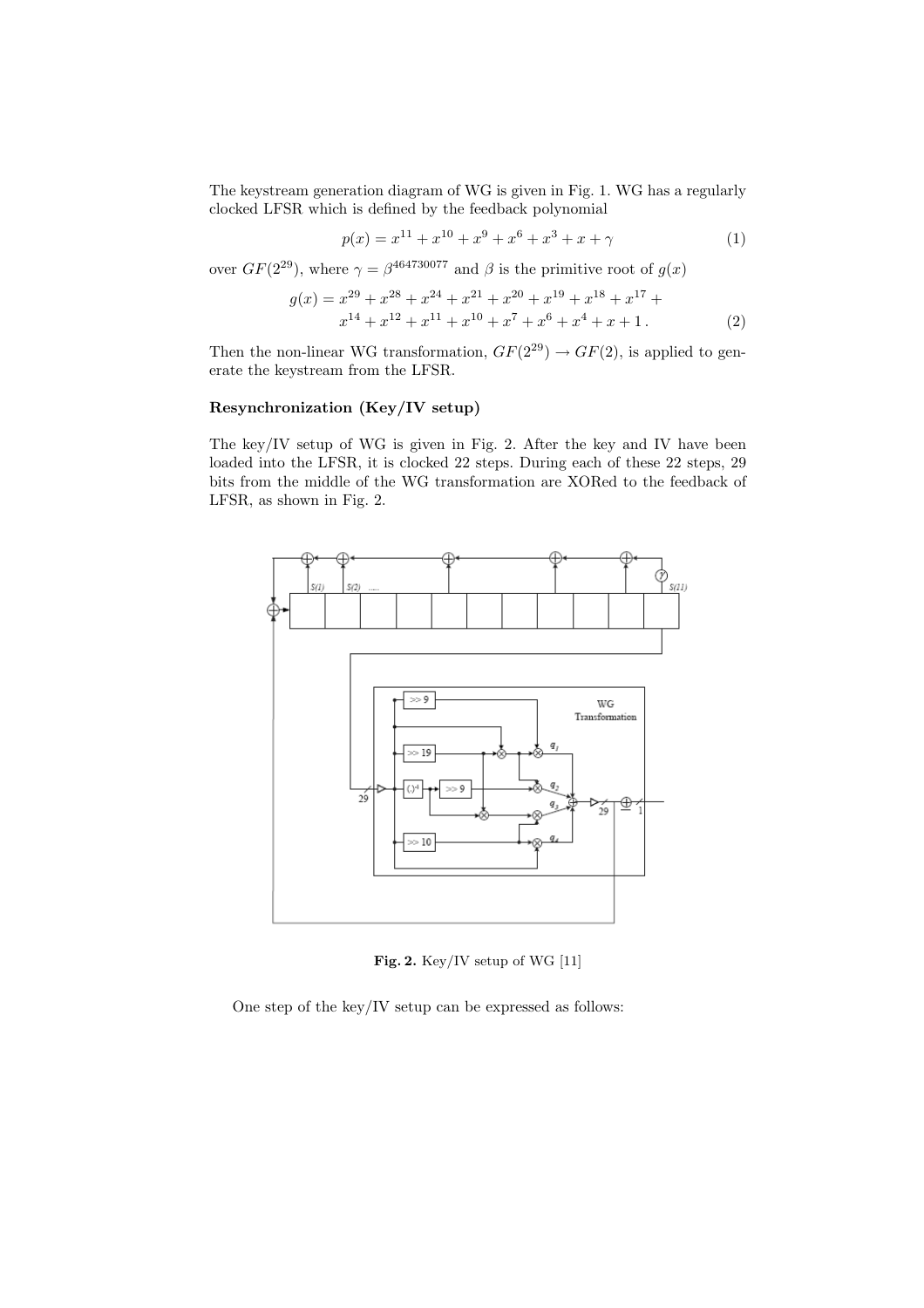The keystream generation diagram of WG is given in Fig. 1. WG has a regularly clocked LFSR which is defined by the feedback polynomial

$$p(x) = x^{11} + x^{10} + x^9 + x^6 + x^3 + x + \gamma \tag{1}$$

over $GF(2^{29})$, where $\gamma = \beta^{464730077}$ and $\beta$ is the primitive root of $g(x)$

$$\begin{aligned} g(x) = x^{29} + x^{28} + x^{24} + x^{21} + x^{20} + x^{19} + x^{18} + x^{17} + \\ x^{14} + x^{12} + x^{11} + x^{10} + x^7 + x^6 + x^4 + x + 1 \,. \end{aligned} \tag{2}$$

Then the non-linear WG transformation, $GF(2^{29}) \rightarrow GF(2)$, is applied to generate the keystream from the LFSR.

**Resynchronization (Key/IV setup)**

The key/IV setup of WG is given in Fig. 2. After the key and IV have been loaded into the LFSR, it is clocked 22 steps. During each of these 22 steps, 29 bits from the middle of the WG transformation are XORed to the feedback of LFSR, as shown in Fig. 2.

**Fig. 2.** Key/IV setup of WG [11]

One step of the key/IV setup can be expressed as follows: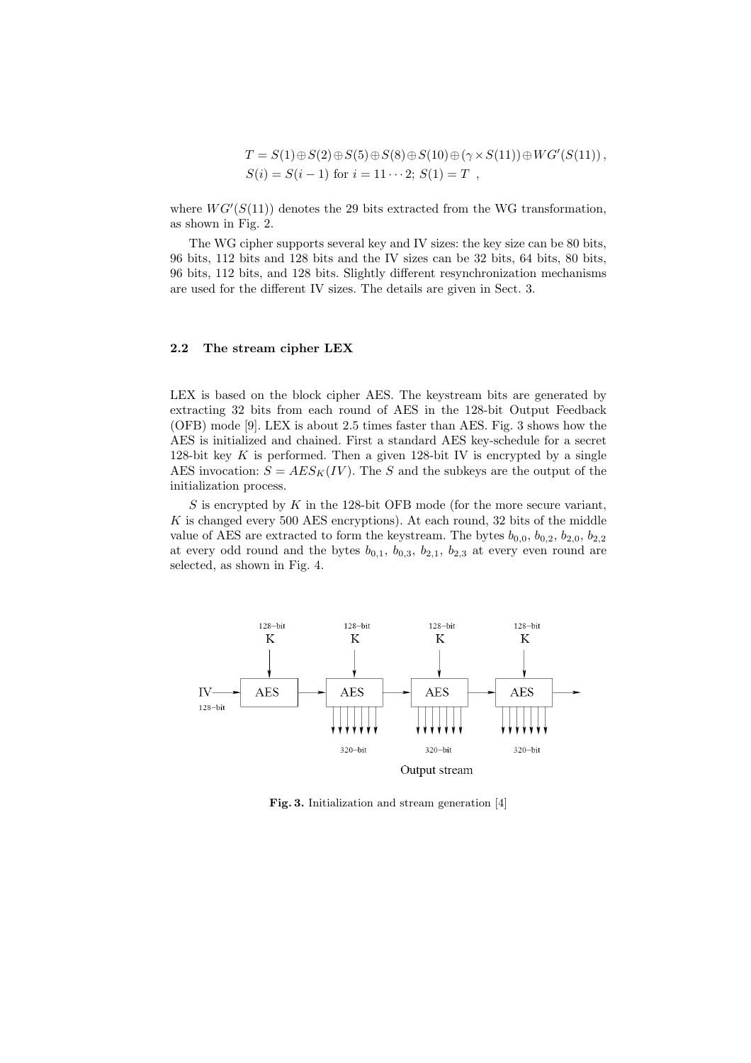$$T = S(1) \oplus S(2) \oplus S(5) \oplus S(8) \oplus S(10) \oplus (\gamma \times S(11)) \oplus WG'(S(11)),$$
$$S(i) = S(i-1) \text{ for } i = 11 \cdots 2; \ S(1) = T \ ,$$

where $WG'(S(11))$ denotes the 29 bits extracted from the WG transformation, as shown in Fig. 2.

The WG cipher supports several key and IV sizes: the key size can be 80 bits, 96 bits, 112 bits and 128 bits and the IV sizes can be 32 bits, 64 bits, 80 bits, 96 bits, 112 bits, and 128 bits. Slightly different resynchronization mechanisms are used for the different IV sizes. The details are given in Sect. 3.

### 2.2 The stream cipher LEX

LEX is based on the block cipher AES. The keystream bits are generated by extracting 32 bits from each round of AES in the 128-bit Output Feedback (OFB) mode [9]. LEX is about 2.5 times faster than AES. Fig. 3 shows how the AES is initialized and chained. First a standard AES key-schedule for a secret 128-bit key $K$ is performed. Then a given 128-bit IV is encrypted by a single AES invocation: $S = AES_K(IV)$. The $S$ and the subkeys are the output of the initialization process.

$S$ is encrypted by $K$ in the 128-bit OFB mode (for the more secure variant, $K$ is changed every 500 AES encryptions). At each round, 32 bits of the middle value of AES are extracted to form the keystream. The bytes $b_{0,0}$, $b_{0,2}$, $b_{2,0}$, $b_{2,2}$ at every odd round and the bytes $b_{0,1}$, $b_{0,3}$, $b_{2,1}$, $b_{2,3}$ at every even round are selected, as shown in Fig. 4.

**Fig. 3.** Initialization and stream generation [4]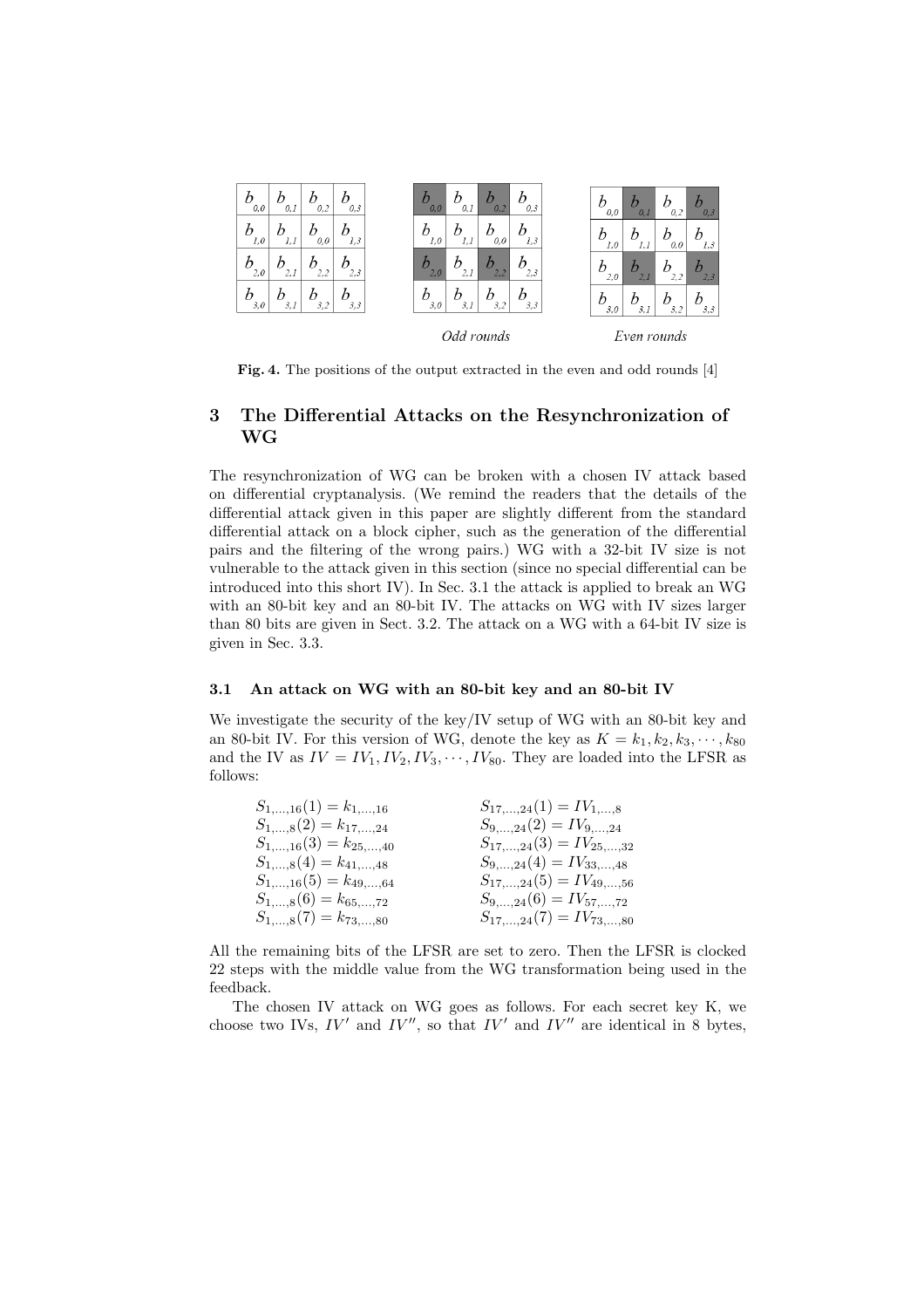| $b_{0,0}$ | $b_{0,1}$ | $b_{0,2}$ | $b_{0,3}$ |
|---|---|---|---|
| $b_{1,0}$ | $b_{1,1}$ | $b_{0,0}$ | $b_{1,3}$ |
| $b_{2,0}$ | $b_{2,1}$ | $b_{2,2}$ | $b_{2,3}$ |
| $b_{3,0}$ | $b_{3,1}$ | $b_{3,2}$ | $b_{3,3}$ |

| $b_{0,0}$ | $b_{0,1}$ | $b_{0,2}$ | $b_{0,3}$ |
|---|---|---|---|
| $b_{1,0}$ | $b_{1,1}$ | $b_{0,0}$ | $b_{1,3}$ |
| $b_{2,0}$ | $b_{2,1}$ | $b_{2,2}$ | $b_{2,3}$ |
| $b_{3,0}$ | $b_{3,1}$ | $b_{3,2}$ | $b_{3,3}$ |

*Odd rounds*

| $b_{0,0}$ | $b_{0,1}$ | $b_{0,2}$ | $b_{0,3}$ |
|---|---|---|---|
| $b_{1,0}$ | $b_{1,1}$ | $b_{0,0}$ | $b_{1,3}$ |
| $b_{2,0}$ | $b_{2,1}$ | $b_{2,2}$ | $b_{2,3}$ |
| $b_{3,0}$ | $b_{3,1}$ | $b_{3,2}$ | $b_{3,3}$ |

*Even rounds*

**Fig. 4.** The positions of the output extracted in the even and odd rounds [4]

## 3 The Differential Attacks on the Resynchronization of WG

The resynchronization of WG can be broken with a chosen IV attack based on differential cryptanalysis. (We remind the readers that the details of the differential attack given in this paper are slightly different from the standard differential attack on a block cipher, such as the generation of the differential pairs and the filtering of the wrong pairs.) WG with a 32-bit IV size is not vulnerable to the attack given in this section (since no special differential can be introduced into this short IV). In Sec. 3.1 the attack is applied to break an WG with an 80-bit key and an 80-bit IV. The attacks on WG with IV sizes larger than 80 bits are given in Sect. 3.2. The attack on a WG with a 64-bit IV size is given in Sec. 3.3.

### 3.1 An attack on WG with an 80-bit key and an 80-bit IV

We investigate the security of the key/IV setup of WG with an 80-bit key and an 80-bit IV. For this version of WG, denote the key as $K = k_1, k_2, k_3, \cdots, k_{80}$ and the IV as $IV = IV_1, IV_2, IV_3, \cdots, IV_{80}$. They are loaded into the LFSR as follows:

$$
\begin{array}{ll}
S_{1,\dots,16}(1) = k_{1,\dots,16} & S_{17,\dots,24}(1) = IV_{1,\dots,8} \\
S_{1,\dots,8}(2) = k_{17,\dots,24} & S_{9,\dots,24}(2) = IV_{9,\dots,24} \\
S_{1,\dots,16}(3) = k_{25,\dots,40} & S_{17,\dots,24}(3) = IV_{25,\dots,32} \\
S_{1,\dots,8}(4) = k_{41,\dots,48} & S_{9,\dots,24}(4) = IV_{33,\dots,48} \\
S_{1,\dots,16}(5) = k_{49,\dots,64} & S_{17,\dots,24}(5) = IV_{49,\dots,56} \\
S_{1,\dots,8}(6) = k_{65,\dots,72} & S_{9,\dots,24}(6) = IV_{57,\dots,72} \\
S_{1,\dots,8}(7) = k_{73,\dots,80} & S_{17,\dots,24}(7) = IV_{73,\dots,80}
\end{array}
$$

All the remaining bits of the LFSR are set to zero. Then the LFSR is clocked 22 steps with the middle value from the WG transformation being used in the feedback.

The chosen IV attack on WG goes as follows. For each secret key K, we choose two IVs, $IV'$ and $IV''$, so that $IV'$ and $IV''$ are identical in 8 bytes,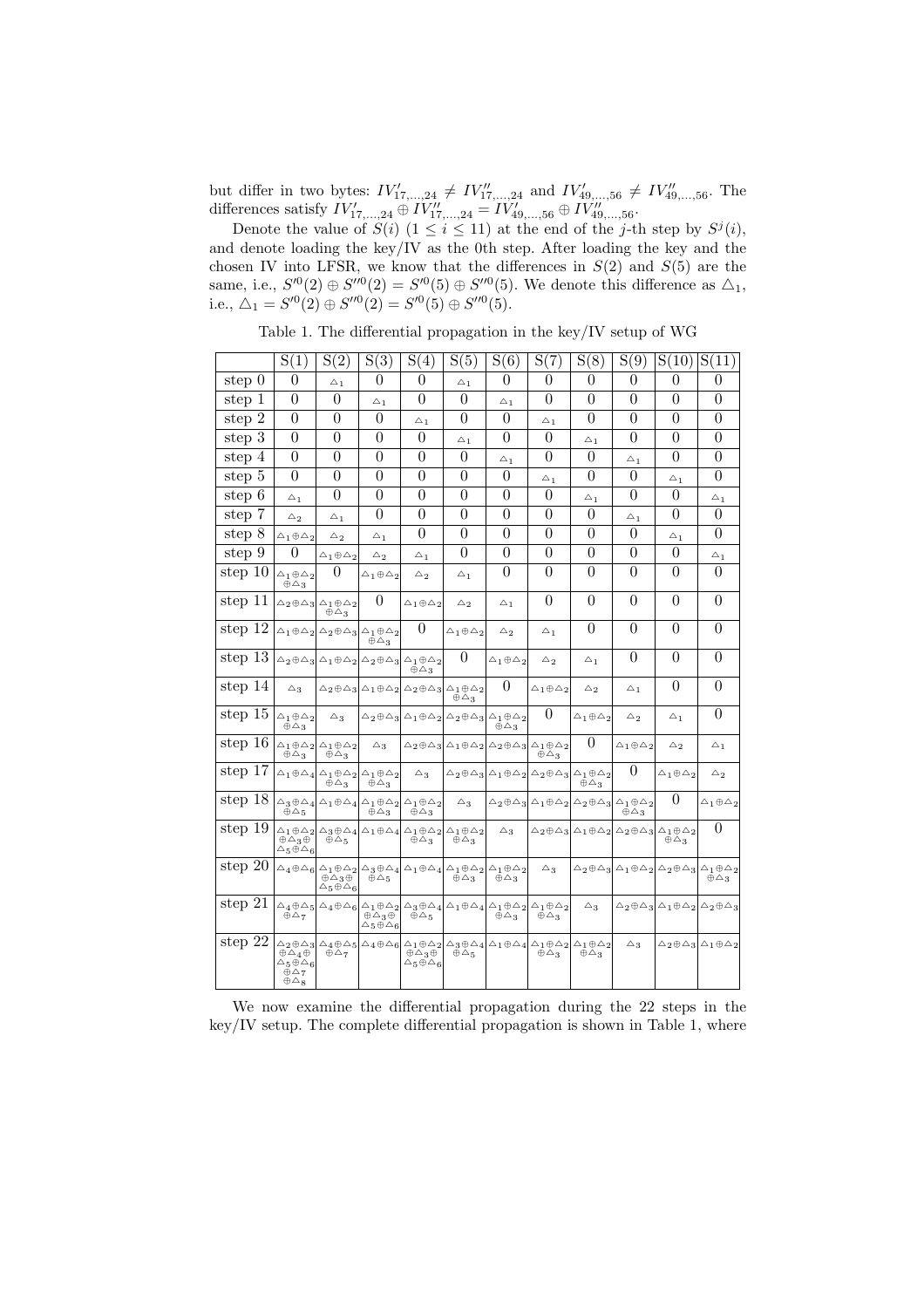but differ in two bytes: $IV'_{17,...,24} \neq IV''_{17,...,24}$ and $IV'_{49,...,56} \neq IV''_{49,...,56}$. The differences satisfy $IV'_{17,...,24} \oplus IV''_{17,...,24} = IV'_{49,...,56} \oplus IV''_{49,...,56}$.

Denote the value of $S(i)$ $(1 \leq i \leq 11)$ at the end of the $j$-th step by $S^j(i)$, and denote loading the key/IV as the 0th step. After loading the key and the chosen IV into LFSR, we know that the differences in $S(2)$ and $S(5)$ are the same, i.e., $S'^0(2) \oplus S''^0(2) = S'^0(5) \oplus S''^0(5)$. We denote this difference as $\triangle_1$, i.e., $\triangle_1 = S'^0(2) \oplus S''^0(2) = S'^0(5) \oplus S''^0(5)$.

Table 1. The differential propagation in the key/IV setup of WG

| | S(1) | S(2) | S(3) | S(4) | S(5) | S(6) | S(7) | S(8) | S(9) | S(10) | S(11) |
|---|---|---|---|---|---|---|---|---|---|---|---|
| step 0 | 0 | $\triangle_1$ | 0 | 0 | $\triangle_1$ | 0 | 0 | 0 | 0 | 0 | 0 |
| step 1 | 0 | 0 | $\triangle_1$ | 0 | 0 | $\triangle_1$ | 0 | 0 | 0 | 0 | 0 |
| step 2 | 0 | 0 | 0 | $\triangle_1$ | 0 | 0 | $\triangle_1$ | 0 | 0 | 0 | 0 |
| step 3 | 0 | 0 | 0 | 0 | $\triangle_1$ | 0 | 0 | $\triangle_1$ | 0 | 0 | 0 |
| step 4 | 0 | 0 | 0 | 0 | 0 | $\triangle_1$ | 0 | 0 | $\triangle_1$ | 0 | 0 |
| step 5 | 0 | 0 | 0 | 0 | 0 | 0 | $\triangle_1$ | 0 | 0 | $\triangle_1$ | 0 |
| step 6 | $\triangle_1$ | 0 | 0 | 0 | 0 | 0 | 0 | $\triangle_1$ | 0 | 0 | $\triangle_1$ |
| step 7 | $\triangle_2$ | $\triangle_1$ | 0 | 0 | 0 | 0 | 0 | 0 | $\triangle_1$ | 0 | 0 |
| step 8 | $\triangle_1 \oplus \triangle_2$ | $\triangle_2$ | $\triangle_1$ | 0 | 0 | 0 | 0 | 0 | 0 | $\triangle_1$ | 0 |
| step 9 | 0 | $\triangle_1 \oplus \triangle_2$ | $\triangle_2$ | $\triangle_1$ | 0 | 0 | 0 | 0 | 0 | 0 | $\triangle_1$ |
| step 10 | $\triangle_1 \oplus \triangle_2 \oplus \triangle_3$ | 0 | $\triangle_1 \oplus \triangle_2$ | $\triangle_2$ | $\triangle_1$ | 0 | 0 | 0 | 0 | 0 | 0 |
| step 11 | $\triangle_2 \oplus \triangle_3$ | $\triangle_1 \oplus \triangle_2 \oplus \triangle_3$ | 0 | $\triangle_1 \oplus \triangle_2$ | $\triangle_2$ | $\triangle_1$ | 0 | 0 | 0 | 0 | 0 |
| step 12 | $\triangle_1 \oplus \triangle_2$ | $\triangle_2 \oplus \triangle_3$ | $\triangle_1 \oplus \triangle_2 \oplus \triangle_3$ | 0 | $\triangle_1 \oplus \triangle_2$ | $\triangle_2$ | $\triangle_1$ | 0 | 0 | 0 | 0 |
| step 13 | $\triangle_2 \oplus \triangle_3$ | $\triangle_1 \oplus \triangle_2$ | $\triangle_2 \oplus \triangle_3$ | $\triangle_1 \oplus \triangle_2 \oplus \triangle_3$ | 0 | $\triangle_1 \oplus \triangle_2$ | $\triangle_2$ | $\triangle_1$ | 0 | 0 | 0 |
| step 14 | $\triangle_3$ | $\triangle_2 \oplus \triangle_3$ | $\triangle_1 \oplus \triangle_2$ | $\triangle_2 \oplus \triangle_3$ | $\triangle_1 \oplus \triangle_2 \oplus \triangle_3$ | 0 | $\triangle_1 \oplus \triangle_2$ | $\triangle_2$ | $\triangle_1$ | 0 | 0 |
| step 15 | $\triangle_1 \oplus \triangle_2 \oplus \triangle_3$ | $\triangle_3$ | $\triangle_2 \oplus \triangle_3$ | $\triangle_1 \oplus \triangle_2$ | $\triangle_2 \oplus \triangle_3$ | $\triangle_1 \oplus \triangle_2 \oplus \triangle_3$ | 0 | $\triangle_1 \oplus \triangle_2$ | $\triangle_2$ | $\triangle_1$ | 0 |
| step 16 | $\triangle_1 \oplus \triangle_2 \oplus \triangle_3$ | $\triangle_1 \oplus \triangle_2 \oplus \triangle_3$ | $\triangle_3$ | $\triangle_2 \oplus \triangle_3$ | $\triangle_1 \oplus \triangle_2$ | $\triangle_2 \oplus \triangle_3$ | $\triangle_1 \oplus \triangle_2 \oplus \triangle_3$ | 0 | $\triangle_1 \oplus \triangle_2$ | $\triangle_2$ | $\triangle_1$ |
| step 17 | $\triangle_1 \oplus \triangle_4$ | $\triangle_1 \oplus \triangle_2 \oplus \triangle_3$ | $\triangle_1 \oplus \triangle_2 \oplus \triangle_3$ | $\triangle_3$ | $\triangle_2 \oplus \triangle_3$ | $\triangle_1 \oplus \triangle_2$ | $\triangle_2 \oplus \triangle_3$ | $\triangle_1 \oplus \triangle_2 \oplus \triangle_3$ | 0 | $\triangle_1 \oplus \triangle_2$ | $\triangle_2$ |
| step 18 | $\triangle_3 \oplus \triangle_4 \oplus \triangle_5$ | $\triangle_1 \oplus \triangle_4$ | $\triangle_1 \oplus \triangle_2 \oplus \triangle_3$ | $\triangle_1 \oplus \triangle_2 \oplus \triangle_3$ | $\triangle_3$ | $\triangle_2 \oplus \triangle_3$ | $\triangle_1 \oplus \triangle_2$ | $\triangle_2 \oplus \triangle_3$ | $\triangle_1 \oplus \triangle_2 \oplus \triangle_3$ | 0 | $\triangle_1 \oplus \triangle_2$ |
| step 19 | $\triangle_1 \oplus \triangle_2 \oplus \triangle_3 \oplus \triangle_5 \oplus \triangle_6$ | $\triangle_3 \oplus \triangle_4 \oplus \triangle_5$ | $\triangle_1 \oplus \triangle_4$ | $\triangle_1 \oplus \triangle_2 \oplus \triangle_3$ | $\triangle_1 \oplus \triangle_2 \oplus \triangle_3$ | $\triangle_3$ | $\triangle_2 \oplus \triangle_3$ | $\triangle_1 \oplus \triangle_2$ | $\triangle_2 \oplus \triangle_3$ | $\triangle_1 \oplus \triangle_2 \oplus \triangle_3$ | 0 |
| step 20 | $\triangle_4 \oplus \triangle_6$ | $\triangle_1 \oplus \triangle_2 \oplus \triangle_3 \oplus \triangle_5 \oplus \triangle_6$ | $\triangle_3 \oplus \triangle_4 \oplus \triangle_5$ | $\triangle_1 \oplus \triangle_4$ | $\triangle_1 \oplus \triangle_2 \oplus \triangle_3$ | $\triangle_1 \oplus \triangle_2 \oplus \triangle_3$ | $\triangle_3$ | $\triangle_2 \oplus \triangle_3$ | $\triangle_1 \oplus \triangle_2$ | $\triangle_2 \oplus \triangle_3$ | $\triangle_1 \oplus \triangle_2 \oplus \triangle_3$ |
| step 21 | $\triangle_4 \oplus \triangle_5 \oplus \triangle_7$ | $\triangle_4 \oplus \triangle_6$ | $\triangle_1 \oplus \triangle_2 \oplus \triangle_3 \oplus \triangle_5 \oplus \triangle_6$ | $\triangle_3 \oplus \triangle_4 \oplus \triangle_5$ | $\triangle_1 \oplus \triangle_4$ | $\triangle_1 \oplus \triangle_2 \oplus \triangle_3$ | $\triangle_1 \oplus \triangle_2 \oplus \triangle_3$ | $\triangle_3$ | $\triangle_2 \oplus \triangle_3$ | $\triangle_1 \oplus \triangle_2$ | $\triangle_2 \oplus \triangle_3$ |
| step 22 | $\triangle_2 \oplus \triangle_3 \oplus \triangle_4 \oplus \triangle_5 \oplus \triangle_6 \oplus \triangle_7 \oplus \triangle_8$ | $\triangle_4 \oplus \triangle_5 \oplus \triangle_7$ | $\triangle_4 \oplus \triangle_6$ | $\triangle_1 \oplus \triangle_2 \oplus \triangle_3 \oplus \triangle_5 \oplus \triangle_6$ | $\triangle_3 \oplus \triangle_4 \oplus \triangle_5$ | $\triangle_1 \oplus \triangle_4$ | $\triangle_1 \oplus \triangle_2 \oplus \triangle_3$ | $\triangle_1 \oplus \triangle_2 \oplus \triangle_3$ | $\triangle_3$ | $\triangle_2 \oplus \triangle_3$ | $\triangle_1 \oplus \triangle_2$ |

We now examine the differential propagation during the 22 steps in the key/IV setup. The complete differential propagation is shown in Table 1, where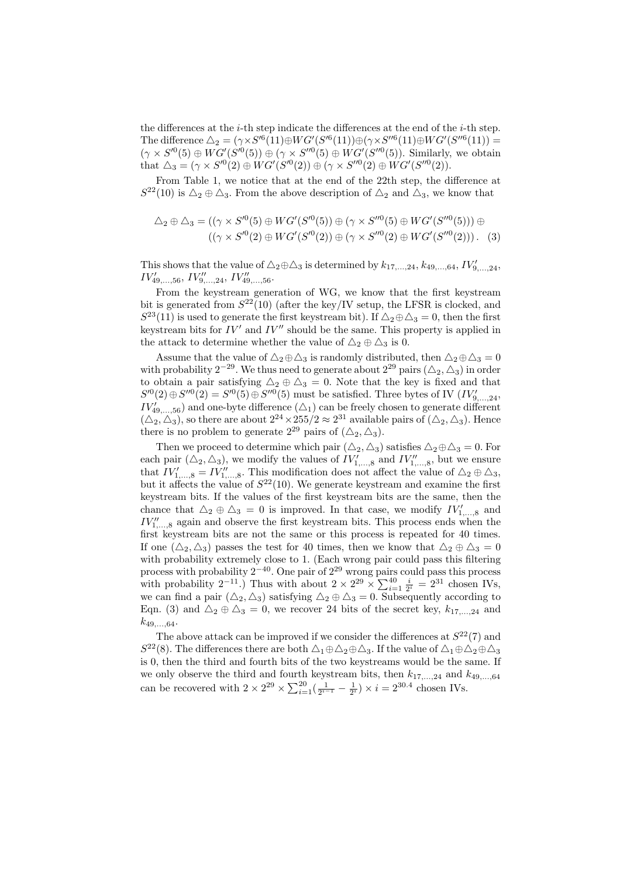the differences at the $i$-th step indicate the differences at the end of the $i$-th step. The difference $\triangle_2 = (\gamma \times S'^6(11) \oplus WG'(S'^6(11)) \oplus (\gamma \times S''^6(11) \oplus WG'(S''^6(11)) = (\gamma \times S'^0(5) \oplus WG'(S'^0(5)) \oplus (\gamma \times S''^0(5) \oplus WG'(S''^0(5))$. Similarly, we obtain that $\triangle_3 = (\gamma \times S'^0(2) \oplus WG'(S'^0(2)) \oplus (\gamma \times S''^0(2) \oplus WG'(S''^0(2))$.

From Table 1, we notice that at the end of the 22th step, the difference at $S^{22}(10)$ is $\triangle_2 \oplus \triangle_3$. From the above description of $\triangle_2$ and $\triangle_3$, we know that

$$\triangle_2 \oplus \triangle_3 = ((\gamma \times S'^0(5) \oplus WG'(S'^0(5)) \oplus (\gamma \times S''^0(5) \oplus WG'(S''^0(5))) \oplus ((\gamma \times S'^0(2) \oplus WG'(S'^0(2)) \oplus (\gamma \times S''^0(2) \oplus WG'(S''^0(2))) \,. \quad (3)$$

This shows that the value of $\triangle_2 \oplus \triangle_3$ is determined by $k_{17,...,24}$, $k_{49,...,64}$, $IV'_{9,...,24}$, $IV'_{49,...,56}$, $IV''_{9,...,24}$, $IV''_{49,...,56}$.

From the keystream generation of WG, we know that the first keystream bit is generated from $S^{22}(10)$ (after the key/IV setup, the LFSR is clocked, and $S^{23}(11)$ is used to generate the first keystream bit). If $\triangle_2 \oplus \triangle_3 = 0$, then the first keystream bits for $IV'$ and $IV''$ should be the same. This property is applied in the attack to determine whether the value of $\triangle_2 \oplus \triangle_3$ is 0.

Assume that the value of $\triangle_2 \oplus \triangle_3$ is randomly distributed, then $\triangle_2 \oplus \triangle_3 = 0$ with probability $2^{-29}$. We thus need to generate about $2^{29}$ pairs $(\triangle_2, \triangle_3)$ in order to obtain a pair satisfying $\triangle_2 \oplus \triangle_3 = 0$. Note that the key is fixed and that $S'^0(2) \oplus S''^0(2) = S'^0(5) \oplus S''^0(5)$ must be satisfied. Three bytes of IV ($IV'_{9,...,24}$, $IV'_{49,...,56}$) and one-byte difference ($\triangle_1$) can be freely chosen to generate different $(\triangle_2, \triangle_3)$, so there are about $2^{24} \times 255/2 \approx 2^{31}$ available pairs of $(\triangle_2, \triangle_3)$. Hence there is no problem to generate $2^{29}$ pairs of $(\triangle_2, \triangle_3)$.

Then we proceed to determine which pair $(\triangle_2, \triangle_3)$ satisfies $\triangle_2 \oplus \triangle_3 = 0$. For each pair $(\triangle_2, \triangle_3)$, we modify the values of $IV'_{1,...,8}$ and $IV''_{1,...,8}$, but we ensure that $IV'_{1,...,8} = IV''_{1,...,8}$. This modification does not affect the value of $\triangle_2 \oplus \triangle_3$, but it affects the value of $S^{22}(10)$. We generate keystream and examine the first keystream bits. If the values of the first keystream bits are the same, then the chance that $\triangle_2 \oplus \triangle_3 = 0$ is improved. In that case, we modify $IV'_{1,...,8}$ and $IV''_{1,...,8}$ again and observe the first keystream bits. This process ends when the first keystream bits are not the same or this process is repeated for 40 times. If one $(\triangle_2, \triangle_3)$ passes the test for 40 times, then we know that $\triangle_2 \oplus \triangle_3 = 0$ with probability extremely close to 1. (Each wrong pair could pass this filtering process with probability $2^{-40}$. One pair of $2^{29}$ wrong pairs could pass this process with probability $2^{-11}$.) Thus with about $2 \times 2^{29} \times \sum_{i=1}^{40} \frac{i}{2^i} = 2^{31}$ chosen IVs, we can find a pair $(\triangle_2, \triangle_3)$ satisfying $\triangle_2 \oplus \triangle_3 = 0$. Subsequently according to Eqn. (3) and $\triangle_2 \oplus \triangle_3 = 0$, we recover 24 bits of the secret key, $k_{17,...,24}$ and $k_{49,...,64}$.

The above attack can be improved if we consider the differences at $S^{22}(7)$ and $S^{22}(8)$. The differences there are both $\triangle_1 \oplus \triangle_2 \oplus \triangle_3$. If the value of $\triangle_1 \oplus \triangle_2 \oplus \triangle_3$ is 0, then the third and fourth bits of the two keystreams would be the same. If we only observe the third and fourth keystream bits, then $k_{17,...,24}$ and $k_{49,...,64}$ can be recovered with $2 \times 2^{29} \times \sum_{i=1}^{20} (\frac{1}{2^{i-1}} - \frac{1}{2^i}) \times i = 2^{30.4}$ chosen IVs.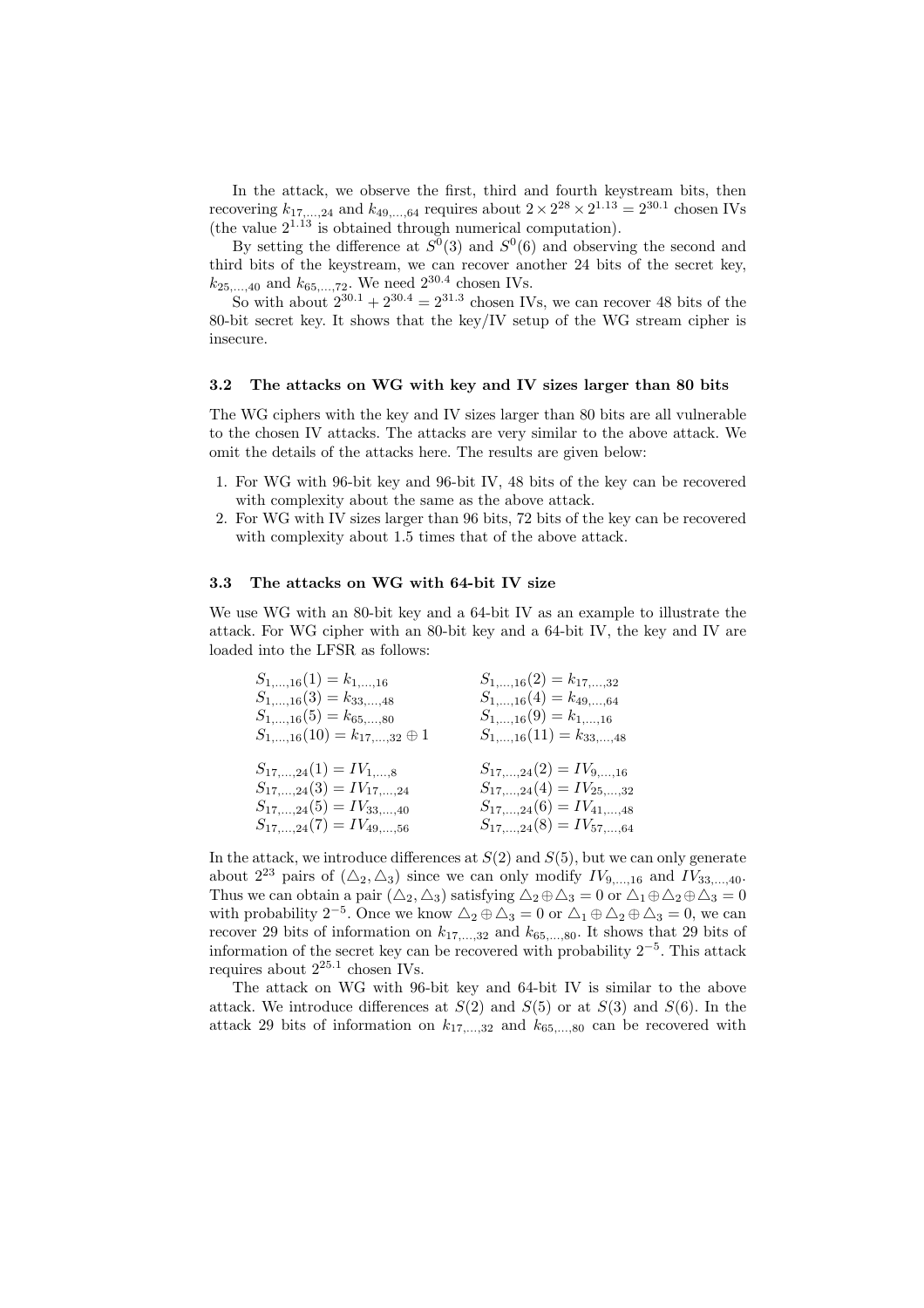In the attack, we observe the first, third and fourth keystream bits, then recovering $k_{17,\ldots,24}$ and $k_{49,\ldots,64}$ requires about $2 \times 2^{28} \times 2^{1.13} = 2^{30.1}$ chosen IVs (the value $2^{1.13}$ is obtained through numerical computation).

By setting the difference at $S^0(3)$ and $S^0(6)$ and observing the second and third bits of the keystream, we can recover another 24 bits of the secret key, $k_{25,\ldots,40}$ and $k_{65,\ldots,72}$. We need $2^{30.4}$ chosen IVs.

So with about $2^{30.1} + 2^{30.4} = 2^{31.3}$ chosen IVs, we can recover 48 bits of the 80-bit secret key. It shows that the key/IV setup of the WG stream cipher is insecure.

### 3.2 The attacks on WG with key and IV sizes larger than 80 bits

The WG ciphers with the key and IV sizes larger than 80 bits are all vulnerable to the chosen IV attacks. The attacks are very similar to the above attack. We omit the details of the attacks here. The results are given below:

1. For WG with 96-bit key and 96-bit IV, 48 bits of the key can be recovered with complexity about the same as the above attack.
2. For WG with IV sizes larger than 96 bits, 72 bits of the key can be recovered with complexity about 1.5 times that of the above attack.

### 3.3 The attacks on WG with 64-bit IV size

We use WG with an 80-bit key and a 64-bit IV as an example to illustrate the attack. For WG cipher with an 80-bit key and a 64-bit IV, the key and IV are loaded into the LFSR as follows:

$$
\begin{array}{ll}
S_{1,\ldots,16}(1) = k_{1,\ldots,16} & S_{1,\ldots,16}(2) = k_{17,\ldots,32} \\
S_{1,\ldots,16}(3) = k_{33,\ldots,48} & S_{1,\ldots,16}(4) = k_{49,\ldots,64} \\
S_{1,\ldots,16}(5) = k_{65,\ldots,80} & S_{1,\ldots,16}(9) = k_{1,\ldots,16} \\
S_{1,\ldots,16}(10) = k_{17,\ldots,32} \oplus 1 & S_{1,\ldots,16}(11) = k_{33,\ldots,48}
\end{array}
$$

$$
\begin{array}{ll}
S_{17,\ldots,24}(1) = IV_{1,\ldots,8} & S_{17,\ldots,24}(2) = IV_{9,\ldots,16} \\
S_{17,\ldots,24}(3) = IV_{17,\ldots,24} & S_{17,\ldots,24}(4) = IV_{25,\ldots,32} \\
S_{17,\ldots,24}(5) = IV_{33,\ldots,40} & S_{17,\ldots,24}(6) = IV_{41,\ldots,48} \\
S_{17,\ldots,24}(7) = IV_{49,\ldots,56} & S_{17,\ldots,24}(8) = IV_{57,\ldots,64}
\end{array}
$$

In the attack, we introduce differences at $S(2)$ and $S(5)$, but we can only generate about $2^{23}$ pairs of $(\triangle_2, \triangle_3)$ since we can only modify $IV_{9,\ldots,16}$ and $IV_{33,\ldots,40}$. Thus we can obtain a pair $(\triangle_2, \triangle_3)$ satisfying $\triangle_2 \oplus \triangle_3 = 0$ or $\triangle_1 \oplus \triangle_2 \oplus \triangle_3 = 0$ with probability $2^{-5}$. Once we know $\triangle_2 \oplus \triangle_3 = 0$ or $\triangle_1 \oplus \triangle_2 \oplus \triangle_3 = 0$, we can recover 29 bits of information on $k_{17,\ldots,32}$ and $k_{65,\ldots,80}$. It shows that 29 bits of information of the secret key can be recovered with probability $2^{-5}$. This attack requires about $2^{25.1}$ chosen IVs.

The attack on WG with 96-bit key and 64-bit IV is similar to the above attack. We introduce differences at $S(2)$ and $S(5)$ or at $S(3)$ and $S(6)$. In the attack 29 bits of information on $k_{17,\ldots,32}$ and $k_{65,\ldots,80}$ can be recovered with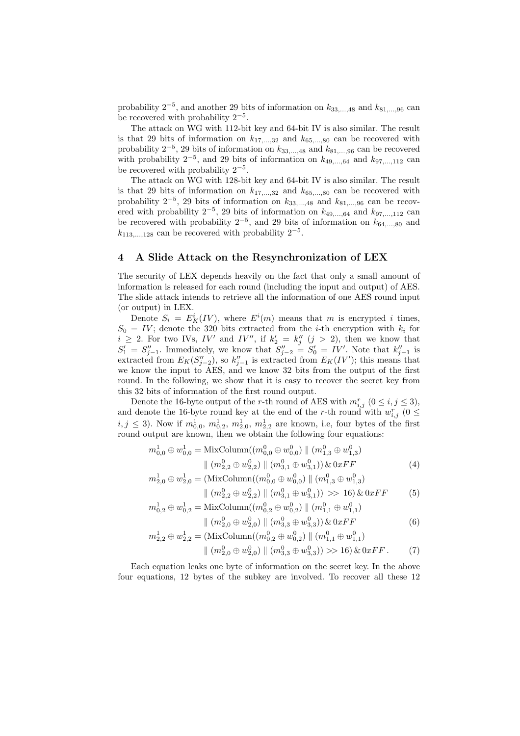probability $2^{-5}$, and another 29 bits of information on $k_{33,\dots,48}$ and $k_{81,\dots,96}$ can be recovered with probability $2^{-5}$.

The attack on WG with 112-bit key and 64-bit IV is also similar. The result is that 29 bits of information on $k_{17,\dots,32}$ and $k_{65,\dots,80}$ can be recovered with probability $2^{-5}$, 29 bits of information on $k_{33,\dots,48}$ and $k_{81,\dots,96}$ can be recovered with probability $2^{-5}$, and 29 bits of information on $k_{49,\dots,64}$ and $k_{97,\dots,112}$ can be recovered with probability $2^{-5}$.

The attack on WG with 128-bit key and 64-bit IV is also similar. The result is that 29 bits of information on $k_{17,\dots,32}$ and $k_{65,\dots,80}$ can be recovered with probability $2^{-5}$, 29 bits of information on $k_{33,\dots,48}$ and $k_{81,\dots,96}$ can be recovered with probability $2^{-5}$, 29 bits of information on $k_{49,\dots,64}$ and $k_{97,\dots,112}$ can be recovered with probability $2^{-5}$, and 29 bits of information on $k_{64,\dots,80}$ and $k_{113,\dots,128}$ can be recovered with probability $2^{-5}$.

## 4 A Slide Attack on the Resynchronization of LEX

The security of LEX depends heavily on the fact that only a small amount of information is released for each round (including the input and output) of AES. The slide attack intends to retrieve all the information of one AES round input (or output) in LEX.

Denote $S_i = E_K^i(IV)$, where $E^i(m)$ means that $m$ is encrypted $i$ times, $S_0 = IV$; denote the 320 bits extracted from the $i$-th encryption with $k_i$ for $i \geq 2$. For two IVs, $IV'$ and $IV''$, if $k'_2 = k''_j$ ($j > 2$), then we know that $S'_1 = S''_{j-1}$. Immediately, we know that $S''_{j-2} = S'_0 = IV'$. Note that $k''_{j-1}$ is extracted from $E_K(S''_{j-2})$, so $k''_{j-1}$ is extracted from $E_K(IV')$; this means that we know the input to AES, and we know 32 bits from the output of the first round. In the following, we show that it is easy to recover the secret key from this 32 bits of information of the first round output.

Denote the 16-byte output of the $r$-th round of AES with $m^r_{i,j}$ ($0 \leq i, j \leq 3$), and denote the 16-byte round key at the end of the $r$-th round with $w^r_{i,j}$ ($0 \leq i, j \leq 3$). Now if $m^1_{0,0}$, $m^1_{0,2}$, $m^1_{2,0}$, $m^1_{2,2}$ are known, i.e, four bytes of the first round output are known, then we obtain the following four equations:

$$m^1_{0,0} \oplus w^1_{0,0} = \text{MixColumn}((m^0_{0,0} \oplus w^0_{0,0}) \parallel (m^0_{1,3} \oplus w^0_{1,3}) \parallel (m^0_{2,2} \oplus w^0_{2,2}) \parallel (m^0_{3,1} \oplus w^0_{3,1})) \,\&\, 0xFF \tag{4}$$

$$m^1_{2,0} \oplus w^1_{2,0} = (\text{MixColumn}((m^0_{0,0} \oplus w^0_{0,0}) \parallel (m^0_{1,3} \oplus w^0_{1,3}) \parallel (m^0_{2,2} \oplus w^0_{2,2}) \parallel (m^0_{3,1} \oplus w^0_{3,1})) >> 16) \,\&\, 0xFF \tag{5}$$

$$m^1_{0,2} \oplus w^1_{0,2} = \text{MixColumn}((m^0_{0,2} \oplus w^0_{0,2}) \parallel (m^0_{1,1} \oplus w^0_{1,1}) \parallel (m^0_{2,0} \oplus w^0_{2,0}) \parallel (m^0_{3,3} \oplus w^0_{3,3})) \,\&\, 0xFF \tag{6}$$

$$m^1_{2,2} \oplus w^1_{2,2} = (\text{MixColumn}((m^0_{0,2} \oplus w^0_{0,2}) \parallel (m^0_{1,1} \oplus w^0_{1,1}) \parallel (m^0_{2,0} \oplus w^0_{2,0}) \parallel (m^0_{3,3} \oplus w^0_{3,3})) >> 16) \,\&\, 0xFF\,. \tag{7}$$

Each equation leaks one byte of information on the secret key. In the above four equations, 12 bytes of the subkey are involved. To recover all these 12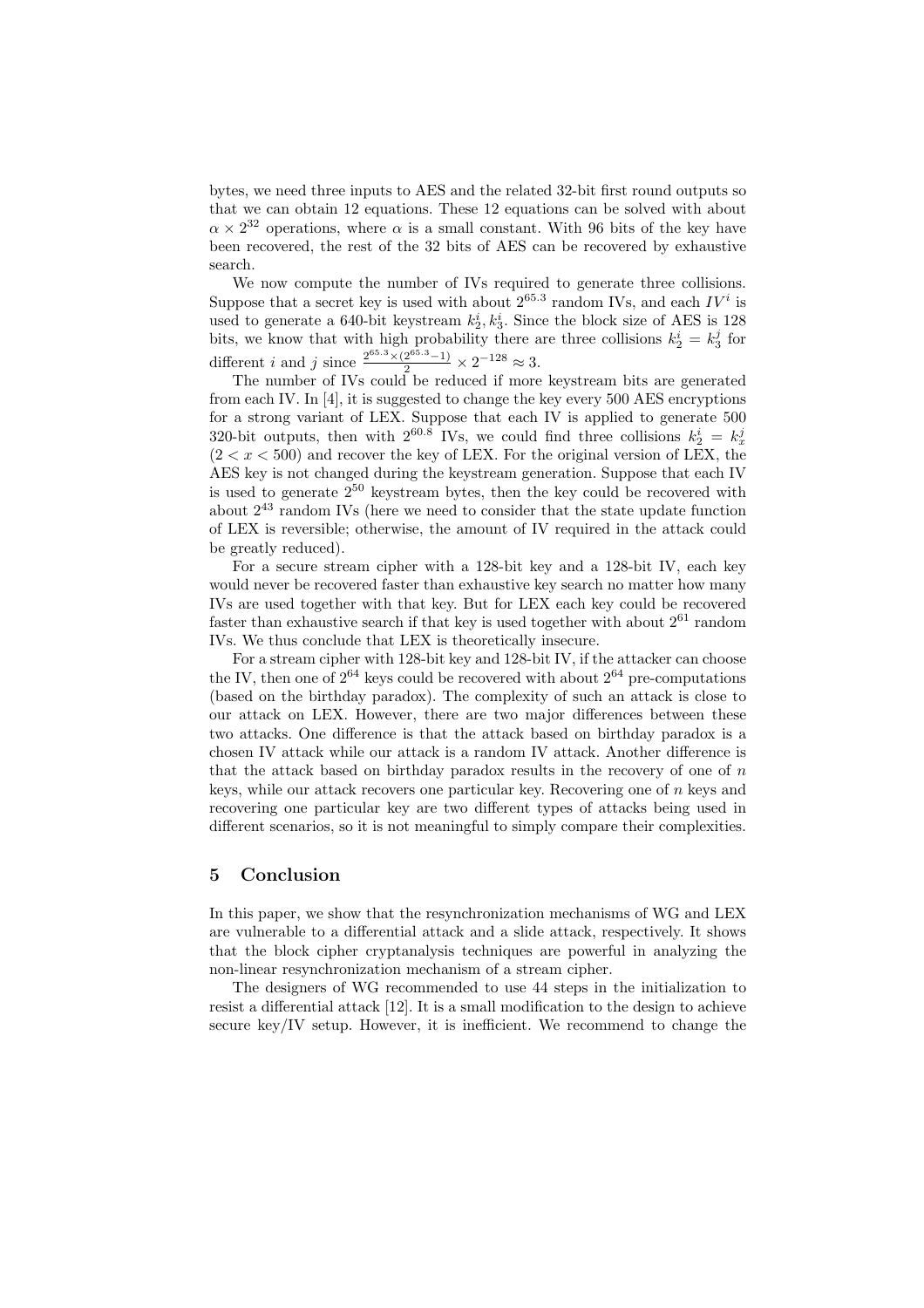bytes, we need three inputs to AES and the related 32-bit first round outputs so that we can obtain 12 equations. These 12 equations can be solved with about $\alpha \times 2^{32}$ operations, where $\alpha$ is a small constant. With 96 bits of the key have been recovered, the rest of the 32 bits of AES can be recovered by exhaustive search.

We now compute the number of IVs required to generate three collisions. Suppose that a secret key is used with about $2^{65.3}$ random IVs, and each $IV^i$ is used to generate a 640-bit keystream $k_2^i, k_3^i$. Since the block size of AES is 128 bits, we know that with high probability there are three collisions $k_2^i = k_3^j$ for different $i$ and $j$ since $\frac{2^{65.3} \times (2^{65.3}-1)}{2} \times 2^{-128} \approx 3$.

The number of IVs could be reduced if more keystream bits are generated from each IV. In [4], it is suggested to change the key every 500 AES encryptions for a strong variant of LEX. Suppose that each IV is applied to generate 500 320-bit outputs, then with $2^{60.8}$ IVs, we could find three collisions $k_2^i = k_x^j$ $(2 < x < 500)$ and recover the key of LEX. For the original version of LEX, the AES key is not changed during the keystream generation. Suppose that each IV is used to generate $2^{50}$ keystream bytes, then the key could be recovered with about $2^{43}$ random IVs (here we need to consider that the state update function of LEX is reversible; otherwise, the amount of IV required in the attack could be greatly reduced).

For a secure stream cipher with a 128-bit key and a 128-bit IV, each key would never be recovered faster than exhaustive key search no matter how many IVs are used together with that key. But for LEX each key could be recovered faster than exhaustive search if that key is used together with about $2^{61}$ random IVs. We thus conclude that LEX is theoretically insecure.

For a stream cipher with 128-bit key and 128-bit IV, if the attacker can choose the IV, then one of $2^{64}$ keys could be recovered with about $2^{64}$ pre-computations (based on the birthday paradox). The complexity of such an attack is close to our attack on LEX. However, there are two major differences between these two attacks. One difference is that the attack based on birthday paradox is a chosen IV attack while our attack is a random IV attack. Another difference is that the attack based on birthday paradox results in the recovery of one of $n$ keys, while our attack recovers one particular key. Recovering one of $n$ keys and recovering one particular key are two different types of attacks being used in different scenarios, so it is not meaningful to simply compare their complexities.

## 5 Conclusion

In this paper, we show that the resynchronization mechanisms of WG and LEX are vulnerable to a differential attack and a slide attack, respectively. It shows that the block cipher cryptanalysis techniques are powerful in analyzing the non-linear resynchronization mechanism of a stream cipher.

The designers of WG recommended to use 44 steps in the initialization to resist a differential attack [12]. It is a small modification to the design to achieve secure key/IV setup. However, it is inefficient. We recommend to change the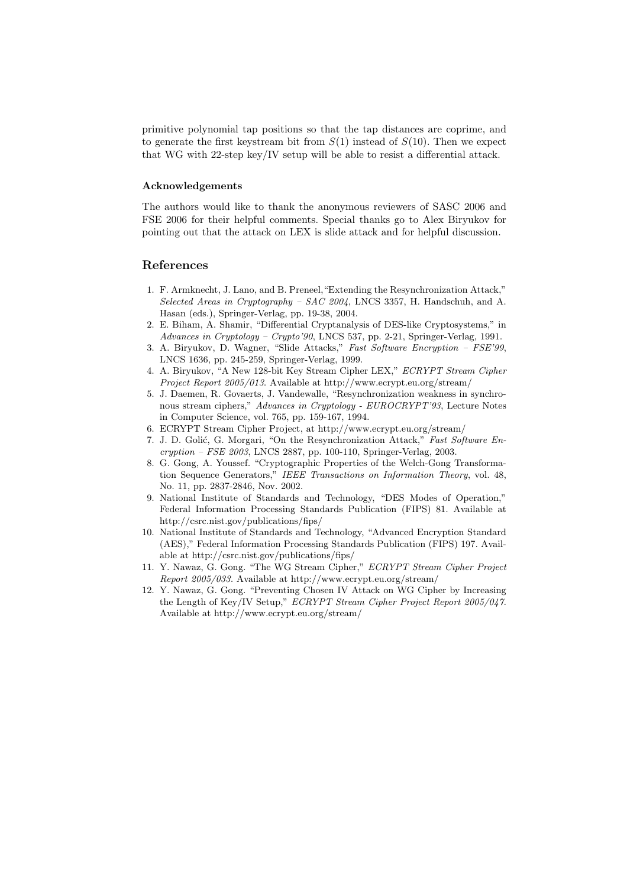primitive polynomial tap positions so that the tap distances are coprime, and to generate the first keystream bit from $S(1)$ instead of $S(10)$. Then we expect that WG with 22-step key/IV setup will be able to resist a differential attack.

#### Acknowledgements

The authors would like to thank the anonymous reviewers of SASC 2006 and FSE 2006 for their helpful comments. Special thanks go to Alex Biryukov for pointing out that the attack on LEX is slide attack and for helpful discussion.

## References

1. F. Armknecht, J. Lano, and B. Preneel,"Extending the Resynchronization Attack," *Selected Areas in Cryptography – SAC 2004*, LNCS 3357, H. Handschuh, and A. Hasan (eds.), Springer-Verlag, pp. 19-38, 2004.
2. E. Biham, A. Shamir, "Differential Cryptanalysis of DES-like Cryptosystems," in *Advances in Cryptology – Crypto'90*, LNCS 537, pp. 2-21, Springer-Verlag, 1991.
3. A. Biryukov, D. Wagner, "Slide Attacks," *Fast Software Encryption – FSE'99*, LNCS 1636, pp. 245-259, Springer-Verlag, 1999.
4. A. Biryukov, "A New 128-bit Key Stream Cipher LEX," *ECRYPT Stream Cipher Project Report 2005/013*. Available at http://www.ecrypt.eu.org/stream/
5. J. Daemen, R. Govaerts, J. Vandewalle, "Resynchronization weakness in synchronous stream ciphers," *Advances in Cryptology - EUROCRYPT'93*, Lecture Notes in Computer Science, vol. 765, pp. 159-167, 1994.
6. ECRYPT Stream Cipher Project, at http://www.ecrypt.eu.org/stream/
7. J. D. Golić, G. Morgari, "On the Resynchronization Attack," *Fast Software Encryption – FSE 2003*, LNCS 2887, pp. 100-110, Springer-Verlag, 2003.
8. G. Gong, A. Youssef. "Cryptographic Properties of the Welch-Gong Transformation Sequence Generators," *IEEE Transactions on Information Theory*, vol. 48, No. 11, pp. 2837-2846, Nov. 2002.
9. National Institute of Standards and Technology, "DES Modes of Operation," Federal Information Processing Standards Publication (FIPS) 81. Available at http://csrc.nist.gov/publications/fips/
10. National Institute of Standards and Technology, "Advanced Encryption Standard (AES)," Federal Information Processing Standards Publication (FIPS) 197. Available at http://csrc.nist.gov/publications/fips/
11. Y. Nawaz, G. Gong. "The WG Stream Cipher," *ECRYPT Stream Cipher Project Report 2005/033*. Available at http://www.ecrypt.eu.org/stream/
12. Y. Nawaz, G. Gong. "Preventing Chosen IV Attack on WG Cipher by Increasing the Length of Key/IV Setup," *ECRYPT Stream Cipher Project Report 2005/047*. Available at http://www.ecrypt.eu.org/stream/